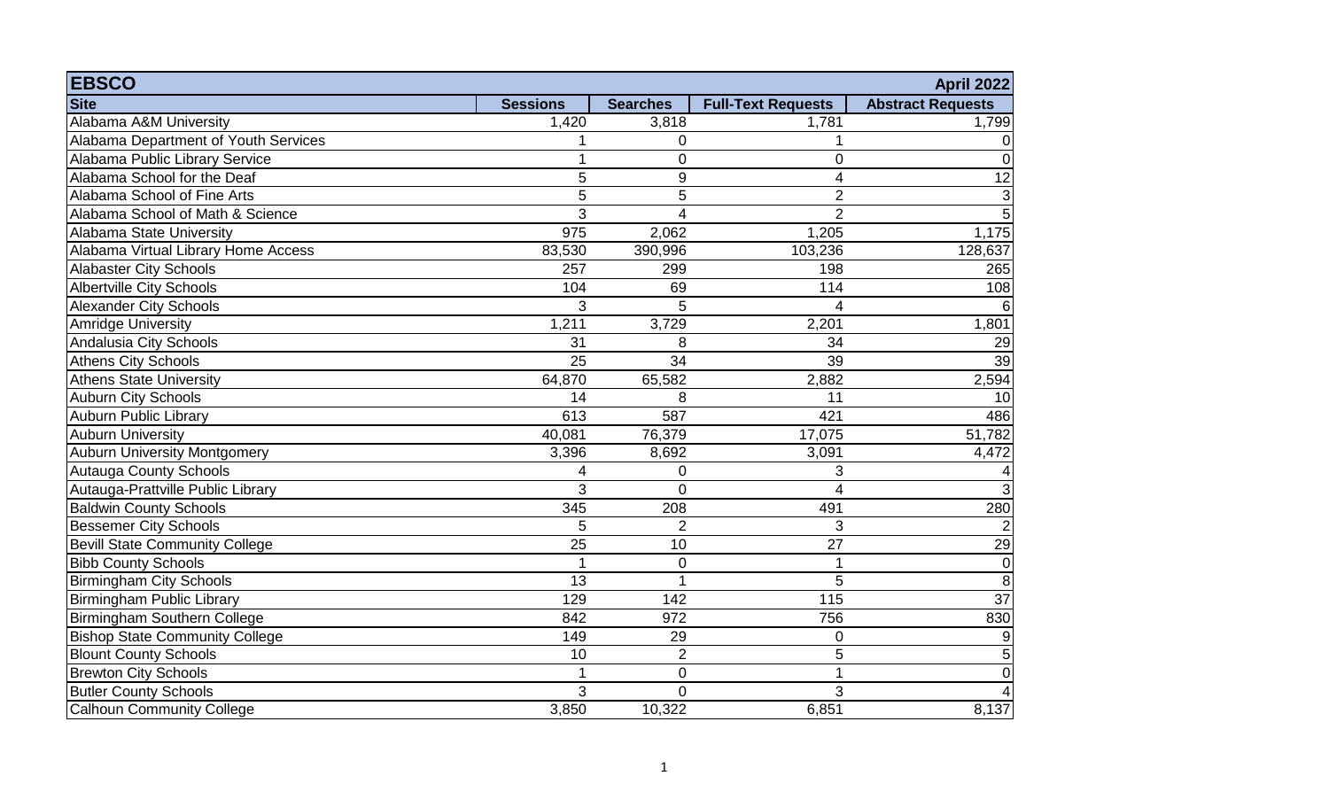| EBSCO | | | | April 2022 |
|---|---|---|---|---|
| **Site** | **Sessions** | **Searches** | **Full-Text Requests** | **Abstract Requests** |
| Alabama A&M University | 1,420 | 3,818 | 1,781 | 1,799 |
| Alabama Department of Youth Services | 1 | 0 | 1 | 0 |
| Alabama Public Library Service | 1 | 0 | 0 | 0 |
| Alabama School for the Deaf | 5 | 9 | 4 | 12 |
| Alabama School of Fine Arts | 5 | 5 | 2 | 3 |
| Alabama School of Math & Science | 3 | 4 | 2 | 5 |
| Alabama State University | 975 | 2,062 | 1,205 | 1,175 |
| Alabama Virtual Library Home Access | 83,530 | 390,996 | 103,236 | 128,637 |
| Alabaster City Schools | 257 | 299 | 198 | 265 |
| Albertville City Schools | 104 | 69 | 114 | 108 |
| Alexander City Schools | 3 | 5 | 4 | 6 |
| Amridge University | 1,211 | 3,729 | 2,201 | 1,801 |
| Andalusia City Schools | 31 | 8 | 34 | 29 |
| Athens City Schools | 25 | 34 | 39 | 39 |
| Athens State University | 64,870 | 65,582 | 2,882 | 2,594 |
| Auburn City Schools | 14 | 8 | 11 | 10 |
| Auburn Public Library | 613 | 587 | 421 | 486 |
| Auburn University | 40,081 | 76,379 | 17,075 | 51,782 |
| Auburn University Montgomery | 3,396 | 8,692 | 3,091 | 4,472 |
| Autauga County Schools | 4 | 0 | 3 | 4 |
| Autauga-Prattville Public Library | 3 | 0 | 4 | 3 |
| Baldwin County Schools | 345 | 208 | 491 | 280 |
| Bessemer City Schools | 5 | 2 | 3 | 2 |
| Bevill State Community College | 25 | 10 | 27 | 29 |
| Bibb County Schools | 1 | 0 | 1 | 0 |
| Birmingham City Schools | 13 | 1 | 5 | 8 |
| Birmingham Public Library | 129 | 142 | 115 | 37 |
| Birmingham Southern College | 842 | 972 | 756 | 830 |
| Bishop State Community College | 149 | 29 | 0 | 9 |
| Blount County Schools | 10 | 2 | 5 | 5 |
| Brewton City Schools | 1 | 0 | 1 | 0 |
| Butler County Schools | 3 | 0 | 3 | 4 |
| Calhoun Community College | 3,850 | 10,322 | 6,851 | 8,137 |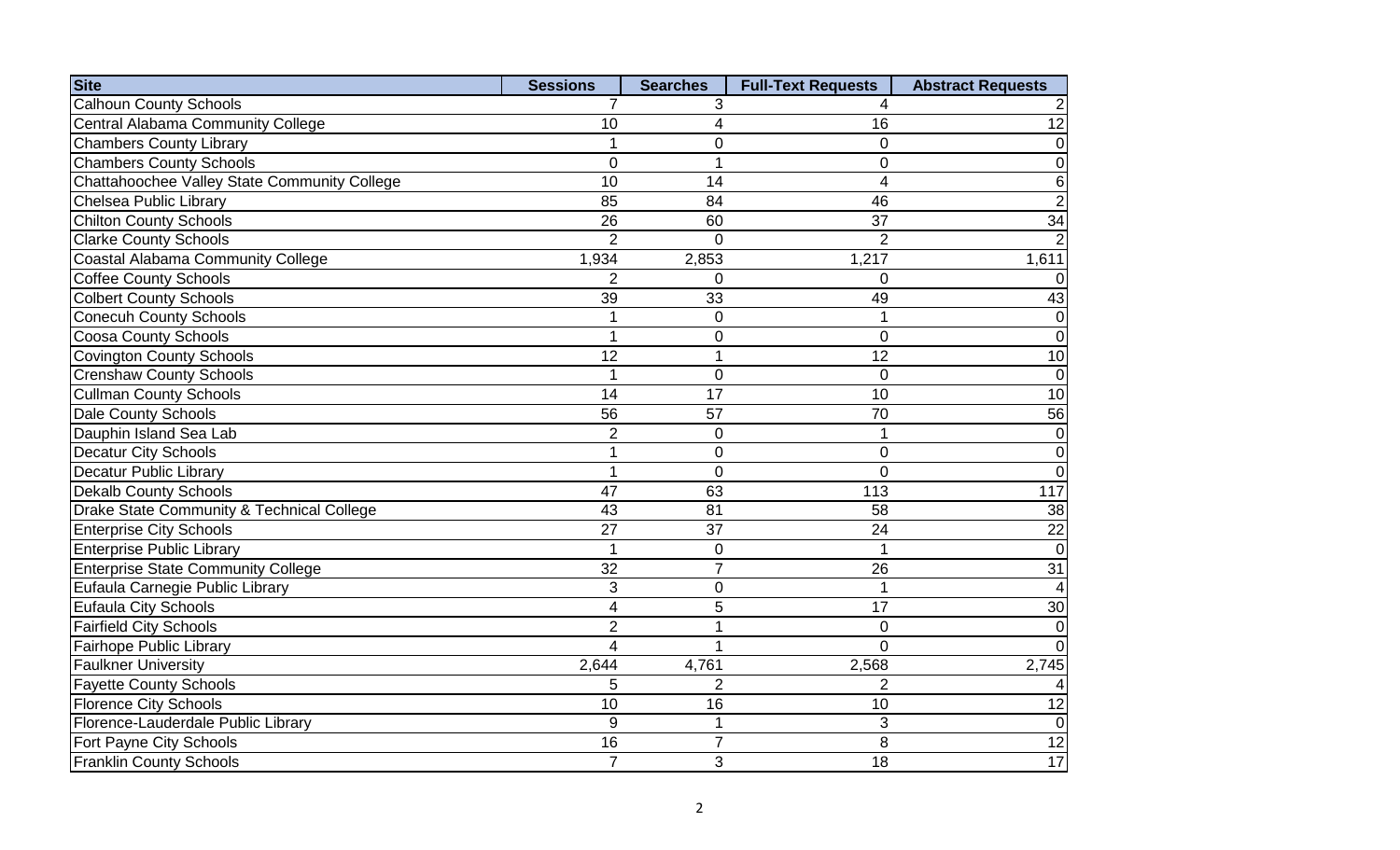| Site | Sessions | Searches | Full-Text Requests | Abstract Requests |
|---|---|---|---|---|
| Calhoun County Schools | 7 | 3 | 4 | 2 |
| Central Alabama Community College | 10 | 4 | 16 | 12 |
| Chambers County Library | 1 | 0 | 0 | 0 |
| Chambers County Schools | 0 | 1 | 0 | 0 |
| Chattahoochee Valley State Community College | 10 | 14 | 4 | 6 |
| Chelsea Public Library | 85 | 84 | 46 | 2 |
| Chilton County Schools | 26 | 60 | 37 | 34 |
| Clarke County Schools | 2 | 0 | 2 | 2 |
| Coastal Alabama Community College | 1,934 | 2,853 | 1,217 | 1,611 |
| Coffee County Schools | 2 | 0 | 0 | 0 |
| Colbert County Schools | 39 | 33 | 49 | 43 |
| Conecuh County Schools | 1 | 0 | 1 | 0 |
| Coosa County Schools | 1 | 0 | 0 | 0 |
| Covington County Schools | 12 | 1 | 12 | 10 |
| Crenshaw County Schools | 1 | 0 | 0 | 0 |
| Cullman County Schools | 14 | 17 | 10 | 10 |
| Dale County Schools | 56 | 57 | 70 | 56 |
| Dauphin Island Sea Lab | 2 | 0 | 1 | 0 |
| Decatur City Schools | 1 | 0 | 0 | 0 |
| Decatur Public Library | 1 | 0 | 0 | 0 |
| Dekalb County Schools | 47 | 63 | 113 | 117 |
| Drake State Community & Technical College | 43 | 81 | 58 | 38 |
| Enterprise City Schools | 27 | 37 | 24 | 22 |
| Enterprise Public Library | 1 | 0 | 1 | 0 |
| Enterprise State Community College | 32 | 7 | 26 | 31 |
| Eufaula Carnegie Public Library | 3 | 0 | 1 | 4 |
| Eufaula City Schools | 4 | 5 | 17 | 30 |
| Fairfield City Schools | 2 | 1 | 0 | 0 |
| Fairhope Public Library | 4 | 1 | 0 | 0 |
| Faulkner University | 2,644 | 4,761 | 2,568 | 2,745 |
| Fayette County Schools | 5 | 2 | 2 | 4 |
| Florence City Schools | 10 | 16 | 10 | 12 |
| Florence-Lauderdale Public Library | 9 | 1 | 3 | 0 |
| Fort Payne City Schools | 16 | 7 | 8 | 12 |
| Franklin County Schools | 7 | 3 | 18 | 17 |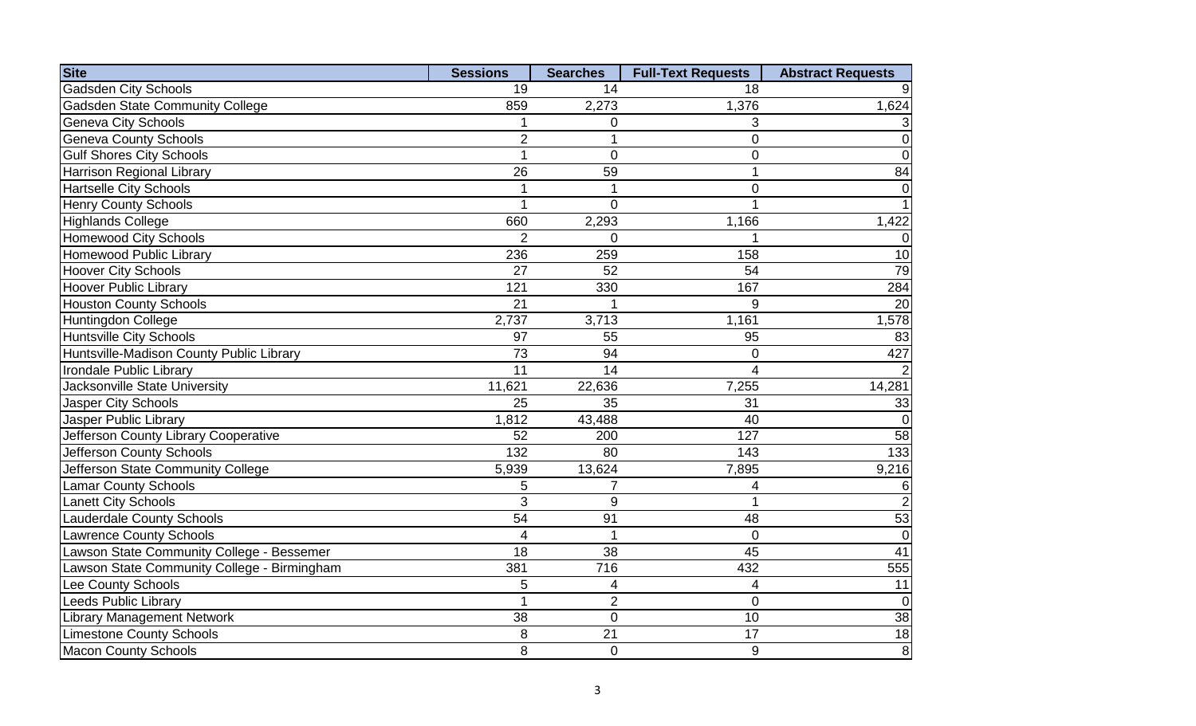| Site | Sessions | Searches | Full-Text Requests | Abstract Requests |
|---|---|---|---|---|
| Gadsden City Schools | 19 | 14 | 18 | 9 |
| Gadsden State Community College | 859 | 2,273 | 1,376 | 1,624 |
| Geneva City Schools | 1 | 0 | 3 | 3 |
| Geneva County Schools | 2 | 1 | 0 | 0 |
| Gulf Shores City Schools | 1 | 0 | 0 | 0 |
| Harrison Regional Library | 26 | 59 | 1 | 84 |
| Hartselle City Schools | 1 | 1 | 0 | 0 |
| Henry County Schools | 1 | 0 | 1 | 1 |
| Highlands College | 660 | 2,293 | 1,166 | 1,422 |
| Homewood City Schools | 2 | 0 | 1 | 0 |
| Homewood Public Library | 236 | 259 | 158 | 10 |
| Hoover City Schools | 27 | 52 | 54 | 79 |
| Hoover Public Library | 121 | 330 | 167 | 284 |
| Houston County Schools | 21 | 1 | 9 | 20 |
| Huntingdon College | 2,737 | 3,713 | 1,161 | 1,578 |
| Huntsville City Schools | 97 | 55 | 95 | 83 |
| Huntsville-Madison County Public Library | 73 | 94 | 0 | 427 |
| Irondale Public Library | 11 | 14 | 4 | 2 |
| Jacksonville State University | 11,621 | 22,636 | 7,255 | 14,281 |
| Jasper City Schools | 25 | 35 | 31 | 33 |
| Jasper Public Library | 1,812 | 43,488 | 40 | 0 |
| Jefferson County Library Cooperative | 52 | 200 | 127 | 58 |
| Jefferson County Schools | 132 | 80 | 143 | 133 |
| Jefferson State Community College | 5,939 | 13,624 | 7,895 | 9,216 |
| Lamar County Schools | 5 | 7 | 4 | 6 |
| Lanett City Schools | 3 | 9 | 1 | 2 |
| Lauderdale County Schools | 54 | 91 | 48 | 53 |
| Lawrence County Schools | 4 | 1 | 0 | 0 |
| Lawson State Community College - Bessemer | 18 | 38 | 45 | 41 |
| Lawson State Community College - Birmingham | 381 | 716 | 432 | 555 |
| Lee County Schools | 5 | 4 | 4 | 11 |
| Leeds Public Library | 1 | 2 | 0 | 0 |
| Library Management Network | 38 | 0 | 10 | 38 |
| Limestone County Schools | 8 | 21 | 17 | 18 |
| Macon County Schools | 8 | 0 | 9 | 8 |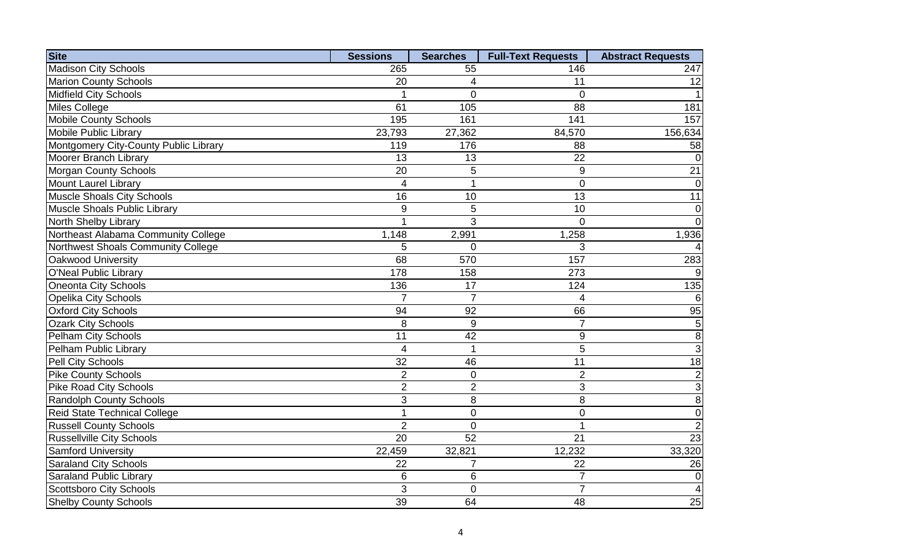| Site | Sessions | Searches | Full-Text Requests | Abstract Requests |
| --- | --- | --- | --- | --- |
| Madison City Schools | 265 | 55 | 146 | 247 |
| Marion County Schools | 20 | 4 | 11 | 12 |
| Midfield City Schools | 1 | 0 | 0 | 1 |
| Miles College | 61 | 105 | 88 | 181 |
| Mobile County Schools | 195 | 161 | 141 | 157 |
| Mobile Public Library | 23,793 | 27,362 | 84,570 | 156,634 |
| Montgomery City-County Public Library | 119 | 176 | 88 | 58 |
| Moorer Branch Library | 13 | 13 | 22 | 0 |
| Morgan County Schools | 20 | 5 | 9 | 21 |
| Mount Laurel Library | 4 | 1 | 0 | 0 |
| Muscle Shoals City Schools | 16 | 10 | 13 | 11 |
| Muscle Shoals Public Library | 9 | 5 | 10 | 0 |
| North Shelby Library | 1 | 3 | 0 | 0 |
| Northeast Alabama Community College | 1,148 | 2,991 | 1,258 | 1,936 |
| Northwest Shoals Community College | 5 | 0 | 3 | 4 |
| Oakwood University | 68 | 570 | 157 | 283 |
| O'Neal Public Library | 178 | 158 | 273 | 9 |
| Oneonta City Schools | 136 | 17 | 124 | 135 |
| Opelika City Schools | 7 | 7 | 4 | 6 |
| Oxford City Schools | 94 | 92 | 66 | 95 |
| Ozark City Schools | 8 | 9 | 7 | 5 |
| Pelham City Schools | 11 | 42 | 9 | 8 |
| Pelham Public Library | 4 | 1 | 5 | 3 |
| Pell City Schools | 32 | 46 | 11 | 18 |
| Pike County Schools | 2 | 0 | 2 | 2 |
| Pike Road City Schools | 2 | 2 | 3 | 3 |
| Randolph County Schools | 3 | 8 | 8 | 8 |
| Reid State Technical College | 1 | 0 | 0 | 0 |
| Russell County Schools | 2 | 0 | 1 | 2 |
| Russellville City Schools | 20 | 52 | 21 | 23 |
| Samford University | 22,459 | 32,821 | 12,232 | 33,320 |
| Saraland City Schools | 22 | 7 | 22 | 26 |
| Saraland Public Library | 6 | 6 | 7 | 0 |
| Scottsboro City Schools | 3 | 0 | 7 | 4 |
| Shelby County Schools | 39 | 64 | 48 | 25 |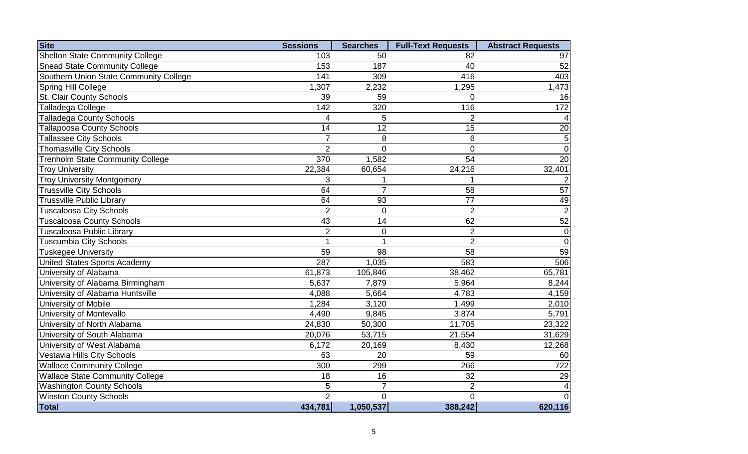| Site | Sessions | Searches | Full-Text Requests | Abstract Requests |
|---|---|---|---|---|
| Shelton State Community College | 103 | 50 | 82 | 97 |
| Snead State Community College | 153 | 187 | 40 | 52 |
| Southern Union State Community College | 141 | 309 | 416 | 403 |
| Spring Hill College | 1,307 | 2,232 | 1,295 | 1,473 |
| St. Clair County Schools | 39 | 59 | 0 | 16 |
| Talladega College | 142 | 320 | 116 | 172 |
| Talladega County Schools | 4 | 5 | 2 | 4 |
| Tallapoosa County Schools | 14 | 12 | 15 | 20 |
| Tallassee City Schools | 7 | 8 | 6 | 5 |
| Thomasville City Schools | 2 | 0 | 0 | 0 |
| Trenholm State Community College | 370 | 1,582 | 54 | 20 |
| Troy University | 22,384 | 60,654 | 24,216 | 32,401 |
| Troy University Montgomery | 3 | 1 | 1 | 2 |
| Trussville City Schools | 64 | 7 | 58 | 57 |
| Trussville Public Library | 64 | 93 | 77 | 49 |
| Tuscaloosa City Schools | 2 | 0 | 2 | 2 |
| Tuscaloosa County Schools | 43 | 14 | 62 | 52 |
| Tuscaloosa Public Library | 2 | 0 | 2 | 0 |
| Tuscumbia City Schools | 1 | 1 | 2 | 0 |
| Tuskegee University | 59 | 98 | 58 | 59 |
| United States Sports Academy | 287 | 1,035 | 583 | 506 |
| University of Alabama | 61,873 | 105,846 | 38,462 | 65,781 |
| University of Alabama Birmingham | 5,637 | 7,879 | 5,964 | 8,244 |
| University of Alabama Huntsville | 4,088 | 5,664 | 4,783 | 4,159 |
| University of Mobile | 1,284 | 3,120 | 1,499 | 2,010 |
| University of Montevallo | 4,490 | 9,845 | 3,874 | 5,791 |
| University of North Alabama | 24,830 | 50,300 | 11,705 | 23,322 |
| University of South Alabama | 20,076 | 53,715 | 21,554 | 31,629 |
| University of West Alabama | 6,172 | 20,169 | 8,430 | 12,268 |
| Vestavia Hills City Schools | 63 | 20 | 59 | 60 |
| Wallace Community College | 300 | 299 | 266 | 722 |
| Wallace State Community College | 18 | 16 | 32 | 29 |
| Washington County Schools | 5 | 7 | 2 | 4 |
| Winston County Schools | 2 | 0 | 0 | 0 |
| **Total** | **434,781** | **1,050,537** | **388,242** | **620,116** |